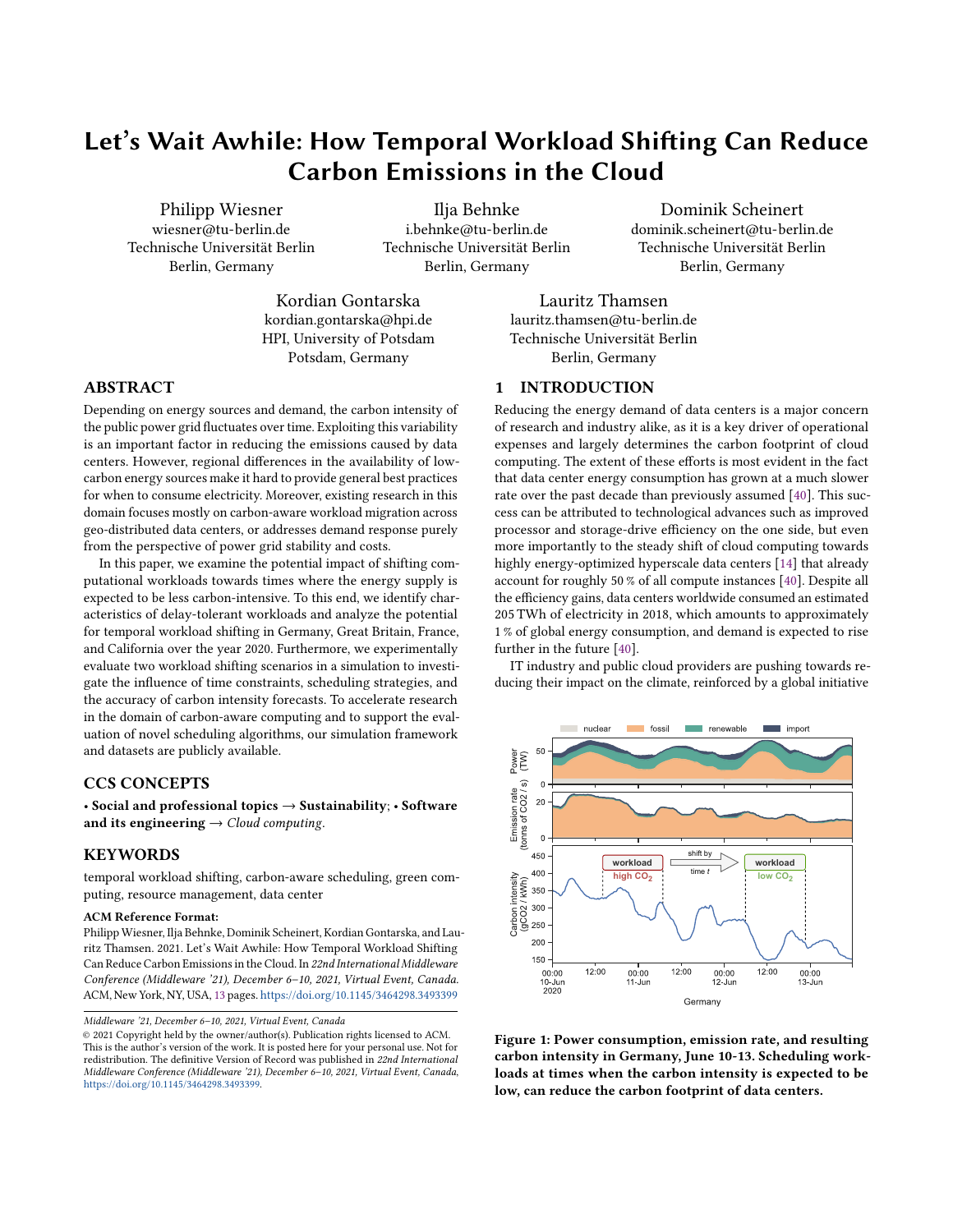# Let's Wait Awhile: How Temporal Workload Shifting Can Reduce Carbon Emissions in the Cloud

Philipp Wiesner
wiesner@tu-berlin.de
Technische Universität Berlin
Berlin, Germany

Ilja Behnke
i.behnke@tu-berlin.de
Technische Universität Berlin
Berlin, Germany

Dominik Scheinert
dominik.scheinert@tu-berlin.de
Technische Universität Berlin
Berlin, Germany

Kordian Gontarska
kordian.gontarska@hpi.de
HPI, University of Potsdam
Potsdam, Germany

Lauritz Thamsen
lauritz.thamsen@tu-berlin.de
Technische Universität Berlin
Berlin, Germany

## ABSTRACT

Depending on energy sources and demand, the carbon intensity of the public power grid fluctuates over time. Exploiting this variability is an important factor in reducing the emissions caused by data centers. However, regional differences in the availability of low-carbon energy sources make it hard to provide general best practices for when to consume electricity. Moreover, existing research in this domain focuses mostly on carbon-aware workload migration across geo-distributed data centers, or addresses demand response purely from the perspective of power grid stability and costs.

In this paper, we examine the potential impact of shifting computational workloads towards times where the energy supply is expected to be less carbon-intensive. To this end, we identify characteristics of delay-tolerant workloads and analyze the potential for temporal workload shifting in Germany, Great Britain, France, and California over the year 2020. Furthermore, we experimentally evaluate two workload shifting scenarios in a simulation to investigate the influence of time constraints, scheduling strategies, and the accuracy of carbon intensity forecasts. To accelerate research in the domain of carbon-aware computing and to support the evaluation of novel scheduling algorithms, our simulation framework and datasets are publicly available.

## CCS CONCEPTS

• **Social and professional topics** → **Sustainability**; • **Software and its engineering** → *Cloud computing*.

## KEYWORDS

temporal workload shifting, carbon-aware scheduling, green computing, resource management, data center

**ACM Reference Format:**
Philipp Wiesner, Ilja Behnke, Dominik Scheinert, Kordian Gontarska, and Lauritz Thamsen. 2021. Let's Wait Awhile: How Temporal Workload Shifting Can Reduce Carbon Emissions in the Cloud. In *22nd International Middleware Conference (Middleware '21), December 6–10, 2021, Virtual Event, Canada.* ACM, New York, NY, USA, 13 pages. https://doi.org/10.1145/3464298.3493399

*Middleware '21, December 6–10, 2021, Virtual Event, Canada*
© 2021 Copyright held by the owner/author(s). Publication rights licensed to ACM. This is the author's version of the work. It is posted here for your personal use. Not for redistribution. The definitive Version of Record was published in *22nd International Middleware Conference (Middleware '21), December 6–10, 2021, Virtual Event, Canada*, https://doi.org/10.1145/3464298.3493399.

## 1 INTRODUCTION

Reducing the energy demand of data centers is a major concern of research and industry alike, as it is a key driver of operational expenses and largely determines the carbon footprint of cloud computing. The extent of these efforts is most evident in the fact that data center energy consumption has grown at a much slower rate over the past decade than previously assumed [40]. This success can be attributed to technological advances such as improved processor and storage-drive efficiency on the one side, but even more importantly to the steady shift of cloud computing towards highly energy-optimized hyperscale data centers [14] that already account for roughly 50 % of all compute instances [40]. Despite all the efficiency gains, data centers worldwide consumed an estimated 205 TWh of electricity in 2018, which amounts to approximately 1 % of global energy consumption, and demand is expected to rise further in the future [40].

IT industry and public cloud providers are pushing towards reducing their impact on the climate, reinforced by a global initiative

**Figure 1: Power consumption, emission rate, and resulting carbon intensity in Germany, June 10-13. Scheduling workloads at times when the carbon intensity is expected to be low, can reduce the carbon footprint of data centers.**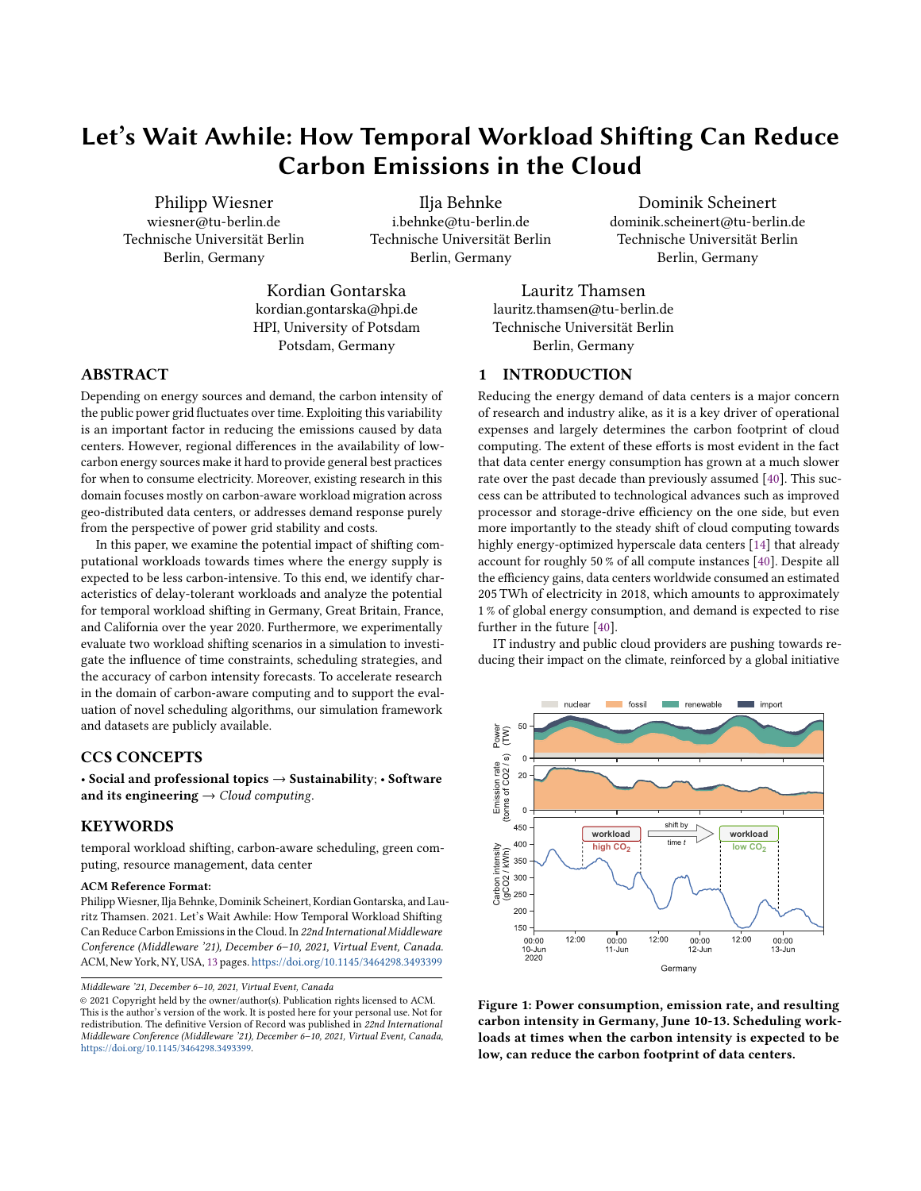# Let's Wait Awhile: How Temporal Workload Shifting Can Reduce Carbon Emissions in the Cloud

Philipp Wiesner
wiesner@tu-berlin.de
Technische Universität Berlin
Berlin, Germany

Ilja Behnke
i.behnke@tu-berlin.de
Technische Universität Berlin
Berlin, Germany

Dominik Scheinert
dominik.scheinert@tu-berlin.de
Technische Universität Berlin
Berlin, Germany

Kordian Gontarska
kordian.gontarska@hpi.de
HPI, University of Potsdam
Potsdam, Germany

Lauritz Thamsen
lauritz.thamsen@tu-berlin.de
Technische Universität Berlin
Berlin, Germany

## ABSTRACT

Depending on energy sources and demand, the carbon intensity of the public power grid fluctuates over time. Exploiting this variability is an important factor in reducing the emissions caused by data centers. However, regional differences in the availability of low-carbon energy sources make it hard to provide general best practices for when to consume electricity. Moreover, existing research in this domain focuses mostly on carbon-aware workload migration across geo-distributed data centers, or addresses demand response purely from the perspective of power grid stability and costs.

In this paper, we examine the potential impact of shifting computational workloads towards times where the energy supply is expected to be less carbon-intensive. To this end, we identify characteristics of delay-tolerant workloads and analyze the potential for temporal workload shifting in Germany, Great Britain, France, and California over the year 2020. Furthermore, we experimentally evaluate two workload shifting scenarios in a simulation to investigate the influence of time constraints, scheduling strategies, and the accuracy of carbon intensity forecasts. To accelerate research in the domain of carbon-aware computing and to support the evaluation of novel scheduling algorithms, our simulation framework and datasets are publicly available.

## CCS CONCEPTS

• **Social and professional topics** → **Sustainability**; • **Software and its engineering** → *Cloud computing*.

## KEYWORDS

temporal workload shifting, carbon-aware scheduling, green computing, resource management, data center

**ACM Reference Format:**
Philipp Wiesner, Ilja Behnke, Dominik Scheinert, Kordian Gontarska, and Lauritz Thamsen. 2021. Let's Wait Awhile: How Temporal Workload Shifting Can Reduce Carbon Emissions in the Cloud. In *22nd International Middleware Conference (Middleware '21), December 6–10, 2021, Virtual Event, Canada.* ACM, New York, NY, USA, 13 pages. https://doi.org/10.1145/3464298.3493399

*Middleware '21, December 6–10, 2021, Virtual Event, Canada*
© 2021 Copyright held by the owner/author(s). Publication rights licensed to ACM.
This is the author's version of the work. It is posted here for your personal use. Not for redistribution. The definitive Version of Record was published in *22nd International Middleware Conference (Middleware '21), December 6–10, 2021, Virtual Event, Canada*, https://doi.org/10.1145/3464298.3493399.

## 1 INTRODUCTION

Reducing the energy demand of data centers is a major concern of research and industry alike, as it is a key driver of operational expenses and largely determines the carbon footprint of cloud computing. The extent of these efforts is most evident in the fact that data center energy consumption has grown at a much slower rate over the past decade than previously assumed [40]. This success can be attributed to technological advances such as improved processor and storage-drive efficiency on the one side, but even more importantly to the steady shift of cloud computing towards highly energy-optimized hyperscale data centers [14] that already account for roughly 50 % of all compute instances [40]. Despite all the efficiency gains, data centers worldwide consumed an estimated 205 TWh of electricity in 2018, which amounts to approximately 1 % of global energy consumption, and demand is expected to rise further in the future [40].

IT industry and public cloud providers are pushing towards reducing their impact on the climate, reinforced by a global initiative

**Figure 1: Power consumption, emission rate, and resulting carbon intensity in Germany, June 10-13. Scheduling workloads at times when the carbon intensity is expected to be low, can reduce the carbon footprint of data centers.**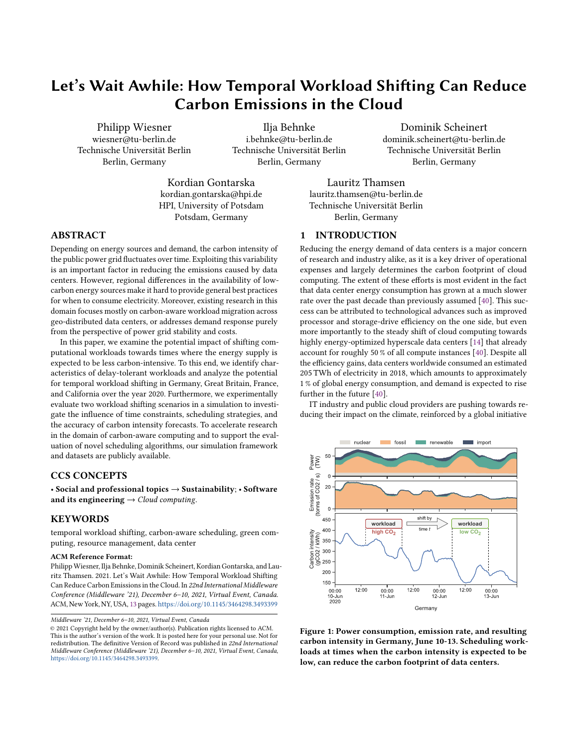# Let's Wait Awhile: How Temporal Workload Shifting Can Reduce Carbon Emissions in the Cloud

Philipp Wiesner
wiesner@tu-berlin.de
Technische Universität Berlin
Berlin, Germany

Ilja Behnke
i.behnke@tu-berlin.de
Technische Universität Berlin
Berlin, Germany

Dominik Scheinert
dominik.scheinert@tu-berlin.de
Technische Universität Berlin
Berlin, Germany

Kordian Gontarska
kordian.gontarska@hpi.de
HPI, University of Potsdam
Potsdam, Germany

Lauritz Thamsen
lauritz.thamsen@tu-berlin.de
Technische Universität Berlin
Berlin, Germany

## ABSTRACT

Depending on energy sources and demand, the carbon intensity of the public power grid fluctuates over time. Exploiting this variability is an important factor in reducing the emissions caused by data centers. However, regional differences in the availability of low-carbon energy sources make it hard to provide general best practices for when to consume electricity. Moreover, existing research in this domain focuses mostly on carbon-aware workload migration across geo-distributed data centers, or addresses demand response purely from the perspective of power grid stability and costs.

In this paper, we examine the potential impact of shifting computational workloads towards times where the energy supply is expected to be less carbon-intensive. To this end, we identify characteristics of delay-tolerant workloads and analyze the potential for temporal workload shifting in Germany, Great Britain, France, and California over the year 2020. Furthermore, we experimentally evaluate two workload shifting scenarios in a simulation to investigate the influence of time constraints, scheduling strategies, and the accuracy of carbon intensity forecasts. To accelerate research in the domain of carbon-aware computing and to support the evaluation of novel scheduling algorithms, our simulation framework and datasets are publicly available.

## CCS CONCEPTS

• **Social and professional topics** → **Sustainability**; • **Software and its engineering** → *Cloud computing*.

## KEYWORDS

temporal workload shifting, carbon-aware scheduling, green computing, resource management, data center

**ACM Reference Format:**
Philipp Wiesner, Ilja Behnke, Dominik Scheinert, Kordian Gontarska, and Lauritz Thamsen. 2021. Let's Wait Awhile: How Temporal Workload Shifting Can Reduce Carbon Emissions in the Cloud. In *22nd International Middleware Conference (Middleware '21), December 6–10, 2021, Virtual Event, Canada.* ACM, New York, NY, USA, 13 pages. https://doi.org/10.1145/3464298.3493399

*Middleware '21, December 6–10, 2021, Virtual Event, Canada*
© 2021 Copyright held by the owner/author(s). Publication rights licensed to ACM. This is the author's version of the work. It is posted here for your personal use. Not for redistribution. The definitive Version of Record was published in *22nd International Middleware Conference (Middleware '21), December 6–10, 2021, Virtual Event, Canada*, https://doi.org/10.1145/3464298.3493399.

## 1 INTRODUCTION

Reducing the energy demand of data centers is a major concern of research and industry alike, as it is a key driver of operational expenses and largely determines the carbon footprint of cloud computing. The extent of these efforts is most evident in the fact that data center energy consumption has grown at a much slower rate over the past decade than previously assumed [40]. This success can be attributed to technological advances such as improved processor and storage-drive efficiency on the one side, but even more importantly to the steady shift of cloud computing towards highly energy-optimized hyperscale data centers [14] that already account for roughly 50 % of all compute instances [40]. Despite all the efficiency gains, data centers worldwide consumed an estimated 205 TWh of electricity in 2018, which amounts to approximately 1 % of global energy consumption, and demand is expected to rise further in the future [40].

IT industry and public cloud providers are pushing towards reducing their impact on the climate, reinforced by a global initiative

**Figure 1: Power consumption, emission rate, and resulting carbon intensity in Germany, June 10-13. Scheduling workloads at times when the carbon intensity is expected to be low, can reduce the carbon footprint of data centers.**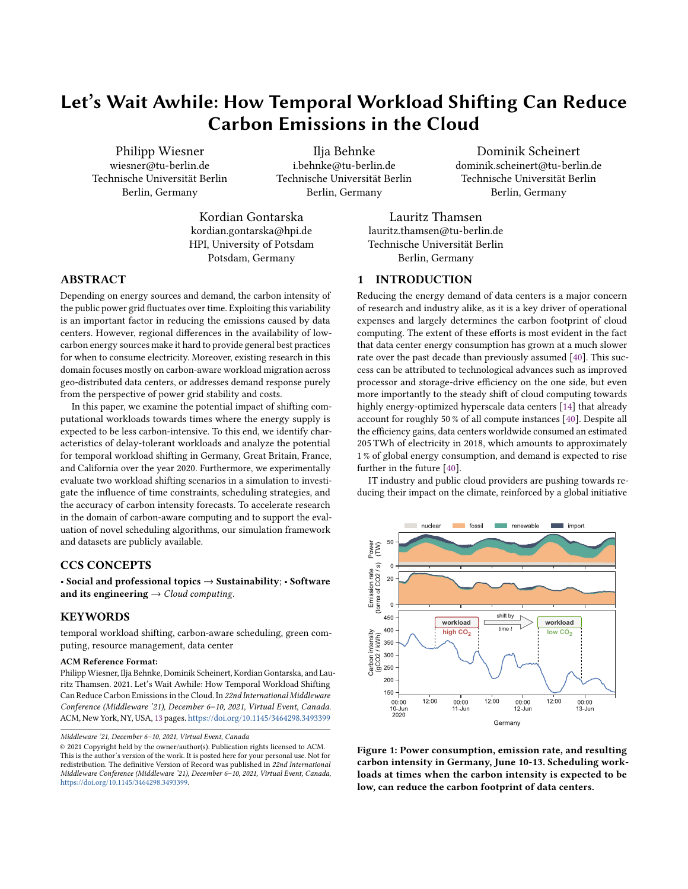# Let's Wait Awhile: How Temporal Workload Shifting Can Reduce Carbon Emissions in the Cloud

Philipp Wiesner
wiesner@tu-berlin.de
Technische Universität Berlin
Berlin, Germany

Ilja Behnke
i.behnke@tu-berlin.de
Technische Universität Berlin
Berlin, Germany

Dominik Scheinert
dominik.scheinert@tu-berlin.de
Technische Universität Berlin
Berlin, Germany

Kordian Gontarska
kordian.gontarska@hpi.de
HPI, University of Potsdam
Potsdam, Germany

Lauritz Thamsen
lauritz.thamsen@tu-berlin.de
Technische Universität Berlin
Berlin, Germany

## ABSTRACT

Depending on energy sources and demand, the carbon intensity of the public power grid fluctuates over time. Exploiting this variability is an important factor in reducing the emissions caused by data centers. However, regional differences in the availability of low-carbon energy sources make it hard to provide general best practices for when to consume electricity. Moreover, existing research in this domain focuses mostly on carbon-aware workload migration across geo-distributed data centers, or addresses demand response purely from the perspective of power grid stability and costs.

In this paper, we examine the potential impact of shifting computational workloads towards times where the energy supply is expected to be less carbon-intensive. To this end, we identify characteristics of delay-tolerant workloads and analyze the potential for temporal workload shifting in Germany, Great Britain, France, and California over the year 2020. Furthermore, we experimentally evaluate two workload shifting scenarios in a simulation to investigate the influence of time constraints, scheduling strategies, and the accuracy of carbon intensity forecasts. To accelerate research in the domain of carbon-aware computing and to support the evaluation of novel scheduling algorithms, our simulation framework and datasets are publicly available.

## CCS CONCEPTS

• **Social and professional topics** → **Sustainability**; • **Software and its engineering** → *Cloud computing*.

## KEYWORDS

temporal workload shifting, carbon-aware scheduling, green computing, resource management, data center

**ACM Reference Format:**
Philipp Wiesner, Ilja Behnke, Dominik Scheinert, Kordian Gontarska, and Lauritz Thamsen. 2021. Let's Wait Awhile: How Temporal Workload Shifting Can Reduce Carbon Emissions in the Cloud. In *22nd International Middleware Conference (Middleware '21), December 6–10, 2021, Virtual Event, Canada.* ACM, New York, NY, USA, 13 pages. https://doi.org/10.1145/3464298.3493399

*Middleware '21, December 6–10, 2021, Virtual Event, Canada*
© 2021 Copyright held by the owner/author(s). Publication rights licensed to ACM. This is the author's version of the work. It is posted here for your personal use. Not for redistribution. The definitive Version of Record was published in *22nd International Middleware Conference (Middleware '21), December 6–10, 2021, Virtual Event, Canada*, https://doi.org/10.1145/3464298.3493399.

## 1 INTRODUCTION

Reducing the energy demand of data centers is a major concern of research and industry alike, as it is a key driver of operational expenses and largely determines the carbon footprint of cloud computing. The extent of these efforts is most evident in the fact that data center energy consumption has grown at a much slower rate over the past decade than previously assumed [40]. This success can be attributed to technological advances such as improved processor and storage-drive efficiency on the one side, but even more importantly to the steady shift of cloud computing towards highly energy-optimized hyperscale data centers [14] that already account for roughly 50 % of all compute instances [40]. Despite all the efficiency gains, data centers worldwide consumed an estimated 205 TWh of electricity in 2018, which amounts to approximately 1 % of global energy consumption, and demand is expected to rise further in the future [40].

IT industry and public cloud providers are pushing towards reducing their impact on the climate, reinforced by a global initiative

**Figure 1: Power consumption, emission rate, and resulting carbon intensity in Germany, June 10-13. Scheduling workloads at times when the carbon intensity is expected to be low, can reduce the carbon footprint of data centers.**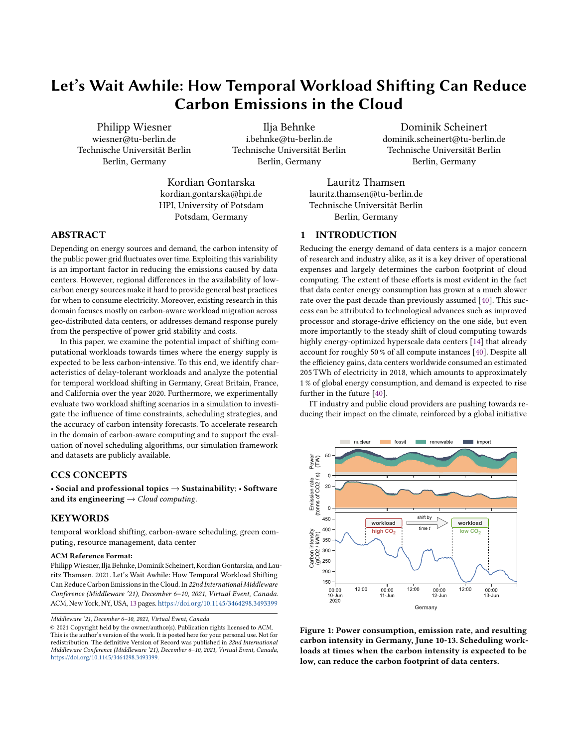# Let's Wait Awhile: How Temporal Workload Shifting Can Reduce Carbon Emissions in the Cloud

Philipp Wiesner
wiesner@tu-berlin.de
Technische Universität Berlin
Berlin, Germany

Ilja Behnke
i.behnke@tu-berlin.de
Technische Universität Berlin
Berlin, Germany

Dominik Scheinert
dominik.scheinert@tu-berlin.de
Technische Universität Berlin
Berlin, Germany

Kordian Gontarska
kordian.gontarska@hpi.de
HPI, University of Potsdam
Potsdam, Germany

Lauritz Thamsen
lauritz.thamsen@tu-berlin.de
Technische Universität Berlin
Berlin, Germany

## ABSTRACT

Depending on energy sources and demand, the carbon intensity of the public power grid fluctuates over time. Exploiting this variability is an important factor in reducing the emissions caused by data centers. However, regional differences in the availability of low-carbon energy sources make it hard to provide general best practices for when to consume electricity. Moreover, existing research in this domain focuses mostly on carbon-aware workload migration across geo-distributed data centers, or addresses demand response purely from the perspective of power grid stability and costs.

In this paper, we examine the potential impact of shifting computational workloads towards times where the energy supply is expected to be less carbon-intensive. To this end, we identify characteristics of delay-tolerant workloads and analyze the potential for temporal workload shifting in Germany, Great Britain, France, and California over the year 2020. Furthermore, we experimentally evaluate two workload shifting scenarios in a simulation to investigate the influence of time constraints, scheduling strategies, and the accuracy of carbon intensity forecasts. To accelerate research in the domain of carbon-aware computing and to support the evaluation of novel scheduling algorithms, our simulation framework and datasets are publicly available.

## CCS CONCEPTS

• **Social and professional topics** → **Sustainability**; • **Software and its engineering** → *Cloud computing*.

## KEYWORDS

temporal workload shifting, carbon-aware scheduling, green computing, resource management, data center

**ACM Reference Format:**
Philipp Wiesner, Ilja Behnke, Dominik Scheinert, Kordian Gontarska, and Lauritz Thamsen. 2021. Let's Wait Awhile: How Temporal Workload Shifting Can Reduce Carbon Emissions in the Cloud. In *22nd International Middleware Conference (Middleware '21), December 6–10, 2021, Virtual Event, Canada.* ACM, New York, NY, USA, 13 pages. https://doi.org/10.1145/3464298.3493399

*Middleware '21, December 6–10, 2021, Virtual Event, Canada*
© 2021 Copyright held by the owner/author(s). Publication rights licensed to ACM. This is the author's version of the work. It is posted here for your personal use. Not for redistribution. The definitive Version of Record was published in *22nd International Middleware Conference (Middleware '21), December 6–10, 2021, Virtual Event, Canada*, https://doi.org/10.1145/3464298.3493399.

## 1 INTRODUCTION

Reducing the energy demand of data centers is a major concern of research and industry alike, as it is a key driver of operational expenses and largely determines the carbon footprint of cloud computing. The extent of these efforts is most evident in the fact that data center energy consumption has grown at a much slower rate over the past decade than previously assumed [40]. This success can be attributed to technological advances such as improved processor and storage-drive efficiency on the one side, but even more importantly to the steady shift of cloud computing towards highly energy-optimized hyperscale data centers [14] that already account for roughly 50 % of all compute instances [40]. Despite all the efficiency gains, data centers worldwide consumed an estimated 205 TWh of electricity in 2018, which amounts to approximately 1 % of global energy consumption, and demand is expected to rise further in the future [40].

IT industry and public cloud providers are pushing towards reducing their impact on the climate, reinforced by a global initiative

**Figure 1: Power consumption, emission rate, and resulting carbon intensity in Germany, June 10-13. Scheduling workloads at times when the carbon intensity is expected to be low, can reduce the carbon footprint of data centers.**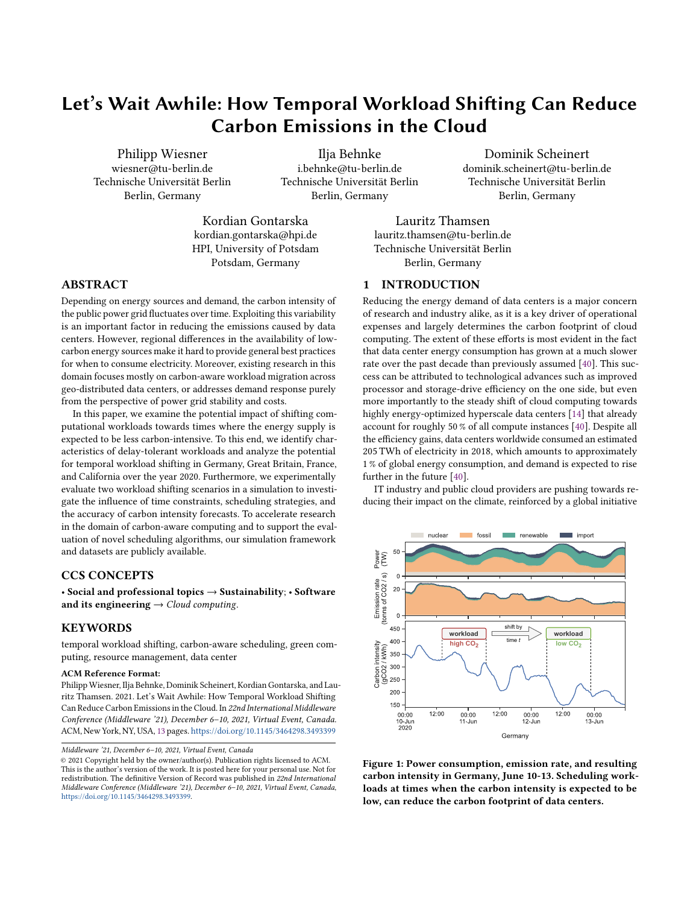# Let's Wait Awhile: How Temporal Workload Shifting Can Reduce Carbon Emissions in the Cloud

Philipp Wiesner
wiesner@tu-berlin.de
Technische Universität Berlin
Berlin, Germany

Ilja Behnke
i.behnke@tu-berlin.de
Technische Universität Berlin
Berlin, Germany

Dominik Scheinert
dominik.scheinert@tu-berlin.de
Technische Universität Berlin
Berlin, Germany

Kordian Gontarska
kordian.gontarska@hpi.de
HPI, University of Potsdam
Potsdam, Germany

Lauritz Thamsen
lauritz.thamsen@tu-berlin.de
Technische Universität Berlin
Berlin, Germany

## ABSTRACT

Depending on energy sources and demand, the carbon intensity of the public power grid fluctuates over time. Exploiting this variability is an important factor in reducing the emissions caused by data centers. However, regional differences in the availability of low-carbon energy sources make it hard to provide general best practices for when to consume electricity. Moreover, existing research in this domain focuses mostly on carbon-aware workload migration across geo-distributed data centers, or addresses demand response purely from the perspective of power grid stability and costs.

In this paper, we examine the potential impact of shifting computational workloads towards times where the energy supply is expected to be less carbon-intensive. To this end, we identify characteristics of delay-tolerant workloads and analyze the potential for temporal workload shifting in Germany, Great Britain, France, and California over the year 2020. Furthermore, we experimentally evaluate two workload shifting scenarios in a simulation to investigate the influence of time constraints, scheduling strategies, and the accuracy of carbon intensity forecasts. To accelerate research in the domain of carbon-aware computing and to support the evaluation of novel scheduling algorithms, our simulation framework and datasets are publicly available.

## CCS CONCEPTS

• **Social and professional topics** → **Sustainability**; • **Software and its engineering** → *Cloud computing*.

## KEYWORDS

temporal workload shifting, carbon-aware scheduling, green computing, resource management, data center

**ACM Reference Format:**
Philipp Wiesner, Ilja Behnke, Dominik Scheinert, Kordian Gontarska, and Lauritz Thamsen. 2021. Let's Wait Awhile: How Temporal Workload Shifting Can Reduce Carbon Emissions in the Cloud. In *22nd International Middleware Conference (Middleware '21), December 6–10, 2021, Virtual Event, Canada.* ACM, New York, NY, USA, 13 pages. https://doi.org/10.1145/3464298.3493399

*Middleware '21, December 6–10, 2021, Virtual Event, Canada*
© 2021 Copyright held by the owner/author(s). Publication rights licensed to ACM. This is the author's version of the work. It is posted here for your personal use. Not for redistribution. The definitive Version of Record was published in *22nd International Middleware Conference (Middleware '21), December 6–10, 2021, Virtual Event, Canada*, https://doi.org/10.1145/3464298.3493399.

## 1 INTRODUCTION

Reducing the energy demand of data centers is a major concern of research and industry alike, as it is a key driver of operational expenses and largely determines the carbon footprint of cloud computing. The extent of these efforts is most evident in the fact that data center energy consumption has grown at a much slower rate over the past decade than previously assumed [40]. This success can be attributed to technological advances such as improved processor and storage-drive efficiency on the one side, but even more importantly to the steady shift of cloud computing towards highly energy-optimized hyperscale data centers [14] that already account for roughly 50 % of all compute instances [40]. Despite all the efficiency gains, data centers worldwide consumed an estimated 205 TWh of electricity in 2018, which amounts to approximately 1 % of global energy consumption, and demand is expected to rise further in the future [40].

IT industry and public cloud providers are pushing towards reducing their impact on the climate, reinforced by a global initiative

**Figure 1: Power consumption, emission rate, and resulting carbon intensity in Germany, June 10-13. Scheduling workloads at times when the carbon intensity is expected to be low, can reduce the carbon footprint of data centers.**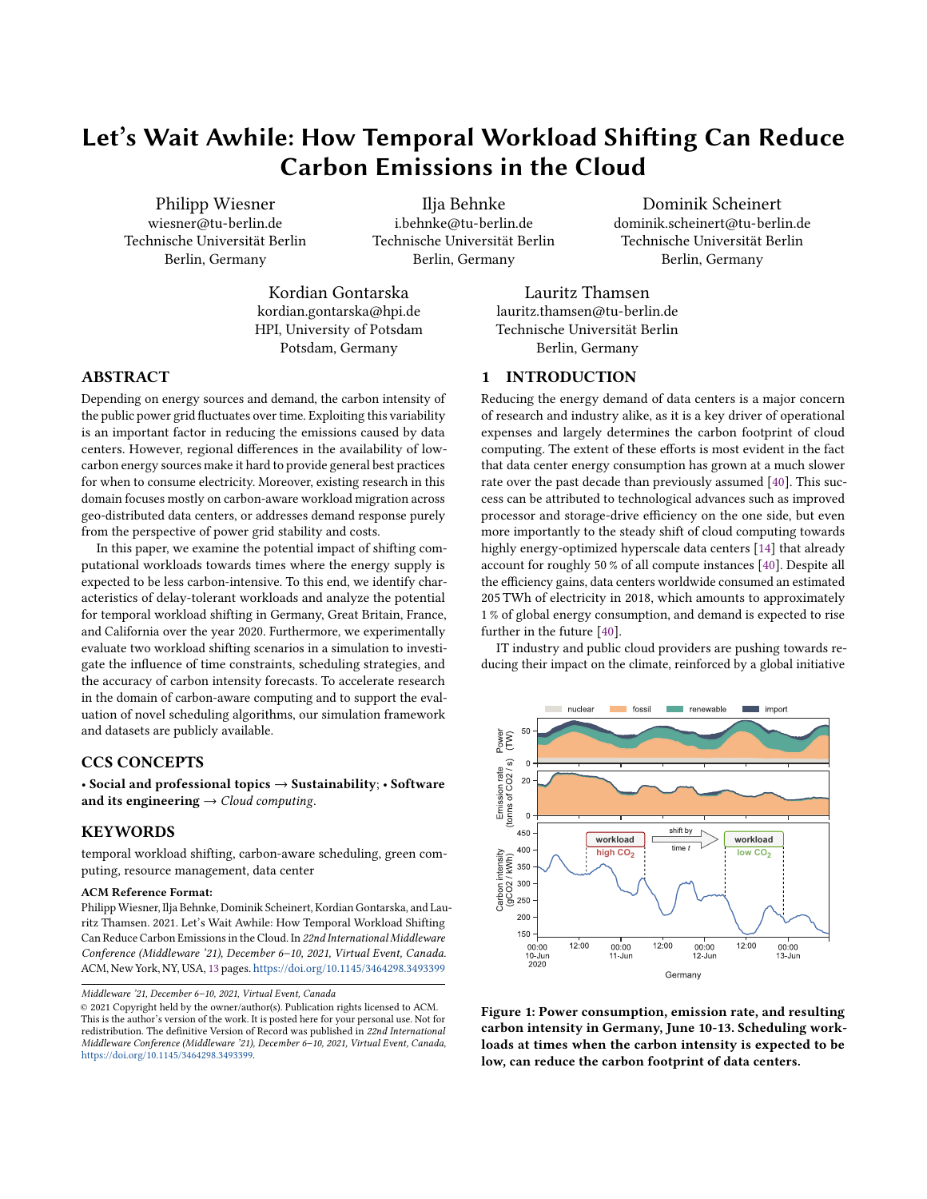# Let's Wait Awhile: How Temporal Workload Shifting Can Reduce Carbon Emissions in the Cloud

Philipp Wiesner
wiesner@tu-berlin.de
Technische Universität Berlin
Berlin, Germany

Ilja Behnke
i.behnke@tu-berlin.de
Technische Universität Berlin
Berlin, Germany

Dominik Scheinert
dominik.scheinert@tu-berlin.de
Technische Universität Berlin
Berlin, Germany

Kordian Gontarska
kordian.gontarska@hpi.de
HPI, University of Potsdam
Potsdam, Germany

Lauritz Thamsen
lauritz.thamsen@tu-berlin.de
Technische Universität Berlin
Berlin, Germany

## ABSTRACT

Depending on energy sources and demand, the carbon intensity of the public power grid fluctuates over time. Exploiting this variability is an important factor in reducing the emissions caused by data centers. However, regional differences in the availability of low-carbon energy sources make it hard to provide general best practices for when to consume electricity. Moreover, existing research in this domain focuses mostly on carbon-aware workload migration across geo-distributed data centers, or addresses demand response purely from the perspective of power grid stability and costs.

In this paper, we examine the potential impact of shifting computational workloads towards times where the energy supply is expected to be less carbon-intensive. To this end, we identify characteristics of delay-tolerant workloads and analyze the potential for temporal workload shifting in Germany, Great Britain, France, and California over the year 2020. Furthermore, we experimentally evaluate two workload shifting scenarios in a simulation to investigate the influence of time constraints, scheduling strategies, and the accuracy of carbon intensity forecasts. To accelerate research in the domain of carbon-aware computing and to support the evaluation of novel scheduling algorithms, our simulation framework and datasets are publicly available.

## CCS CONCEPTS

• **Social and professional topics** → **Sustainability**; • **Software and its engineering** → *Cloud computing*.

## KEYWORDS

temporal workload shifting, carbon-aware scheduling, green computing, resource management, data center

**ACM Reference Format:**
Philipp Wiesner, Ilja Behnke, Dominik Scheinert, Kordian Gontarska, and Lauritz Thamsen. 2021. Let's Wait Awhile: How Temporal Workload Shifting Can Reduce Carbon Emissions in the Cloud. In *22nd International Middleware Conference (Middleware '21), December 6–10, 2021, Virtual Event, Canada.* ACM, New York, NY, USA, 13 pages. https://doi.org/10.1145/3464298.3493399

*Middleware '21, December 6–10, 2021, Virtual Event, Canada*
© 2021 Copyright held by the owner/author(s). Publication rights licensed to ACM. This is the author's version of the work. It is posted here for your personal use. Not for redistribution. The definitive Version of Record was published in *22nd International Middleware Conference (Middleware '21), December 6–10, 2021, Virtual Event, Canada*, https://doi.org/10.1145/3464298.3493399.

## 1 INTRODUCTION

Reducing the energy demand of data centers is a major concern of research and industry alike, as it is a key driver of operational expenses and largely determines the carbon footprint of cloud computing. The extent of these efforts is most evident in the fact that data center energy consumption has grown at a much slower rate over the past decade than previously assumed [40]. This success can be attributed to technological advances such as improved processor and storage-drive efficiency on the one side, but even more importantly to the steady shift of cloud computing towards highly energy-optimized hyperscale data centers [14] that already account for roughly 50 % of all compute instances [40]. Despite all the efficiency gains, data centers worldwide consumed an estimated 205 TWh of electricity in 2018, which amounts to approximately 1 % of global energy consumption, and demand is expected to rise further in the future [40].

IT industry and public cloud providers are pushing towards reducing their impact on the climate, reinforced by a global initiative

**Figure 1: Power consumption, emission rate, and resulting carbon intensity in Germany, June 10-13. Scheduling workloads at times when the carbon intensity is expected to be low, can reduce the carbon footprint of data centers.**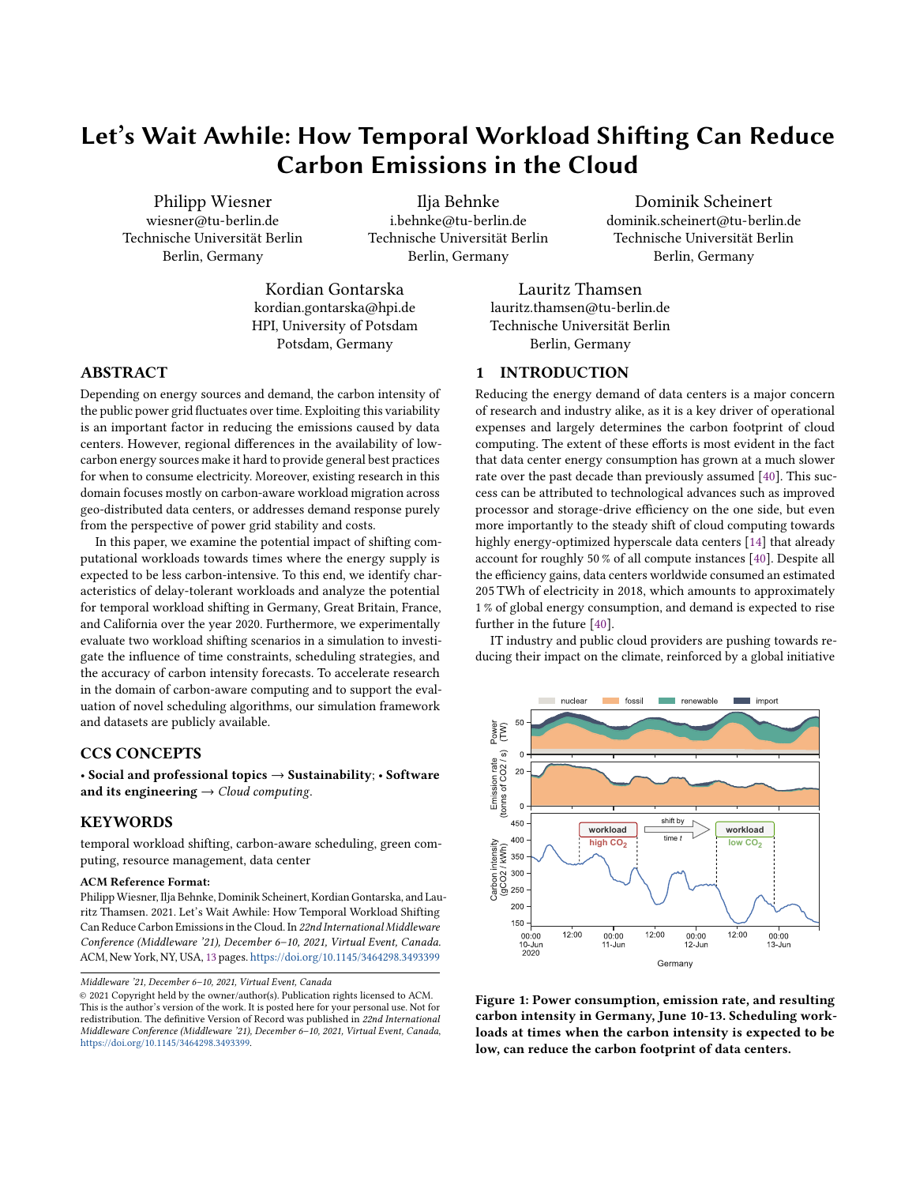# Let's Wait Awhile: How Temporal Workload Shifting Can Reduce Carbon Emissions in the Cloud

Philipp Wiesner
wiesner@tu-berlin.de
Technische Universität Berlin
Berlin, Germany

Ilja Behnke
i.behnke@tu-berlin.de
Technische Universität Berlin
Berlin, Germany

Dominik Scheinert
dominik.scheinert@tu-berlin.de
Technische Universität Berlin
Berlin, Germany

Kordian Gontarska
kordian.gontarska@hpi.de
HPI, University of Potsdam
Potsdam, Germany

Lauritz Thamsen
lauritz.thamsen@tu-berlin.de
Technische Universität Berlin
Berlin, Germany

## ABSTRACT

Depending on energy sources and demand, the carbon intensity of the public power grid fluctuates over time. Exploiting this variability is an important factor in reducing the emissions caused by data centers. However, regional differences in the availability of low-carbon energy sources make it hard to provide general best practices for when to consume electricity. Moreover, existing research in this domain focuses mostly on carbon-aware workload migration across geo-distributed data centers, or addresses demand response purely from the perspective of power grid stability and costs.

In this paper, we examine the potential impact of shifting computational workloads towards times where the energy supply is expected to be less carbon-intensive. To this end, we identify characteristics of delay-tolerant workloads and analyze the potential for temporal workload shifting in Germany, Great Britain, France, and California over the year 2020. Furthermore, we experimentally evaluate two workload shifting scenarios in a simulation to investigate the influence of time constraints, scheduling strategies, and the accuracy of carbon intensity forecasts. To accelerate research in the domain of carbon-aware computing and to support the evaluation of novel scheduling algorithms, our simulation framework and datasets are publicly available.

## CCS CONCEPTS

• **Social and professional topics** → **Sustainability**; • **Software and its engineering** → *Cloud computing*.

## KEYWORDS

temporal workload shifting, carbon-aware scheduling, green computing, resource management, data center

**ACM Reference Format:**
Philipp Wiesner, Ilja Behnke, Dominik Scheinert, Kordian Gontarska, and Lauritz Thamsen. 2021. Let's Wait Awhile: How Temporal Workload Shifting Can Reduce Carbon Emissions in the Cloud. In *22nd International Middleware Conference (Middleware '21), December 6–10, 2021, Virtual Event, Canada.* ACM, New York, NY, USA, 13 pages. https://doi.org/10.1145/3464298.3493399

*Middleware '21, December 6–10, 2021, Virtual Event, Canada*
© 2021 Copyright held by the owner/author(s). Publication rights licensed to ACM. This is the author's version of the work. It is posted here for your personal use. Not for redistribution. The definitive Version of Record was published in *22nd International Middleware Conference (Middleware '21), December 6–10, 2021, Virtual Event, Canada*, https://doi.org/10.1145/3464298.3493399.

## 1 INTRODUCTION

Reducing the energy demand of data centers is a major concern of research and industry alike, as it is a key driver of operational expenses and largely determines the carbon footprint of cloud computing. The extent of these efforts is most evident in the fact that data center energy consumption has grown at a much slower rate over the past decade than previously assumed [40]. This success can be attributed to technological advances such as improved processor and storage-drive efficiency on the one side, but even more importantly to the steady shift of cloud computing towards highly energy-optimized hyperscale data centers [14] that already account for roughly 50 % of all compute instances [40]. Despite all the efficiency gains, data centers worldwide consumed an estimated 205 TWh of electricity in 2018, which amounts to approximately 1 % of global energy consumption, and demand is expected to rise further in the future [40].

IT industry and public cloud providers are pushing towards reducing their impact on the climate, reinforced by a global initiative

**Figure 1: Power consumption, emission rate, and resulting carbon intensity in Germany, June 10-13. Scheduling workloads at times when the carbon intensity is expected to be low, can reduce the carbon footprint of data centers.**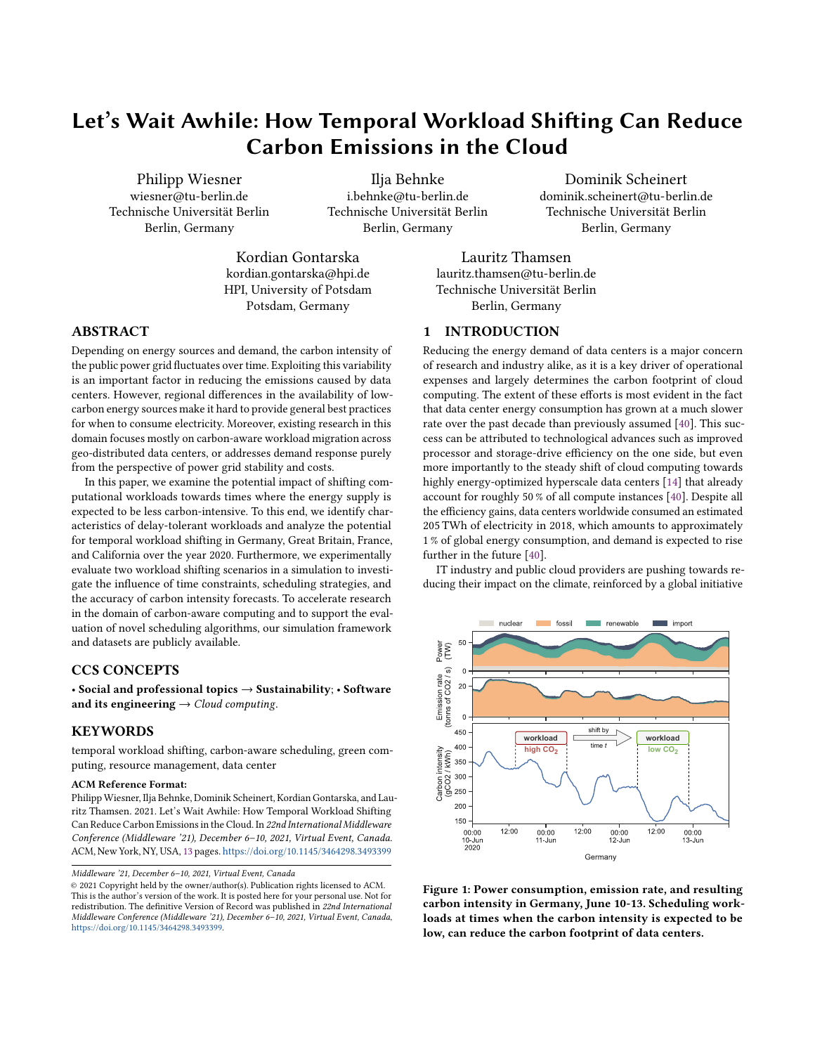# Let's Wait Awhile: How Temporal Workload Shifting Can Reduce Carbon Emissions in the Cloud

Philipp Wiesner
wiesner@tu-berlin.de
Technische Universität Berlin
Berlin, Germany

Ilja Behnke
i.behnke@tu-berlin.de
Technische Universität Berlin
Berlin, Germany

Dominik Scheinert
dominik.scheinert@tu-berlin.de
Technische Universität Berlin
Berlin, Germany

Kordian Gontarska
kordian.gontarska@hpi.de
HPI, University of Potsdam
Potsdam, Germany

Lauritz Thamsen
lauritz.thamsen@tu-berlin.de
Technische Universität Berlin
Berlin, Germany

## ABSTRACT

Depending on energy sources and demand, the carbon intensity of the public power grid fluctuates over time. Exploiting this variability is an important factor in reducing the emissions caused by data centers. However, regional differences in the availability of low-carbon energy sources make it hard to provide general best practices for when to consume electricity. Moreover, existing research in this domain focuses mostly on carbon-aware workload migration across geo-distributed data centers, or addresses demand response purely from the perspective of power grid stability and costs.

In this paper, we examine the potential impact of shifting computational workloads towards times where the energy supply is expected to be less carbon-intensive. To this end, we identify characteristics of delay-tolerant workloads and analyze the potential for temporal workload shifting in Germany, Great Britain, France, and California over the year 2020. Furthermore, we experimentally evaluate two workload shifting scenarios in a simulation to investigate the influence of time constraints, scheduling strategies, and the accuracy of carbon intensity forecasts. To accelerate research in the domain of carbon-aware computing and to support the evaluation of novel scheduling algorithms, our simulation framework and datasets are publicly available.

## CCS CONCEPTS

• **Social and professional topics** → **Sustainability**; • **Software and its engineering** → *Cloud computing*.

## KEYWORDS

temporal workload shifting, carbon-aware scheduling, green computing, resource management, data center

**ACM Reference Format:**
Philipp Wiesner, Ilja Behnke, Dominik Scheinert, Kordian Gontarska, and Lauritz Thamsen. 2021. Let's Wait Awhile: How Temporal Workload Shifting Can Reduce Carbon Emissions in the Cloud. In *22nd International Middleware Conference (Middleware '21), December 6–10, 2021, Virtual Event, Canada.* ACM, New York, NY, USA, 13 pages. https://doi.org/10.1145/3464298.3493399

*Middleware '21, December 6–10, 2021, Virtual Event, Canada*
© 2021 Copyright held by the owner/author(s). Publication rights licensed to ACM. This is the author's version of the work. It is posted here for your personal use. Not for redistribution. The definitive Version of Record was published in *22nd International Middleware Conference (Middleware '21), December 6–10, 2021, Virtual Event, Canada*, https://doi.org/10.1145/3464298.3493399.

## 1 INTRODUCTION

Reducing the energy demand of data centers is a major concern of research and industry alike, as it is a key driver of operational expenses and largely determines the carbon footprint of cloud computing. The extent of these efforts is most evident in the fact that data center energy consumption has grown at a much slower rate over the past decade than previously assumed [40]. This success can be attributed to technological advances such as improved processor and storage-drive efficiency on the one side, but even more importantly to the steady shift of cloud computing towards highly energy-optimized hyperscale data centers [14] that already account for roughly 50 % of all compute instances [40]. Despite all the efficiency gains, data centers worldwide consumed an estimated 205 TWh of electricity in 2018, which amounts to approximately 1 % of global energy consumption, and demand is expected to rise further in the future [40].

IT industry and public cloud providers are pushing towards reducing their impact on the climate, reinforced by a global initiative

**Figure 1: Power consumption, emission rate, and resulting carbon intensity in Germany, June 10-13. Scheduling workloads at times when the carbon intensity is expected to be low, can reduce the carbon footprint of data centers.**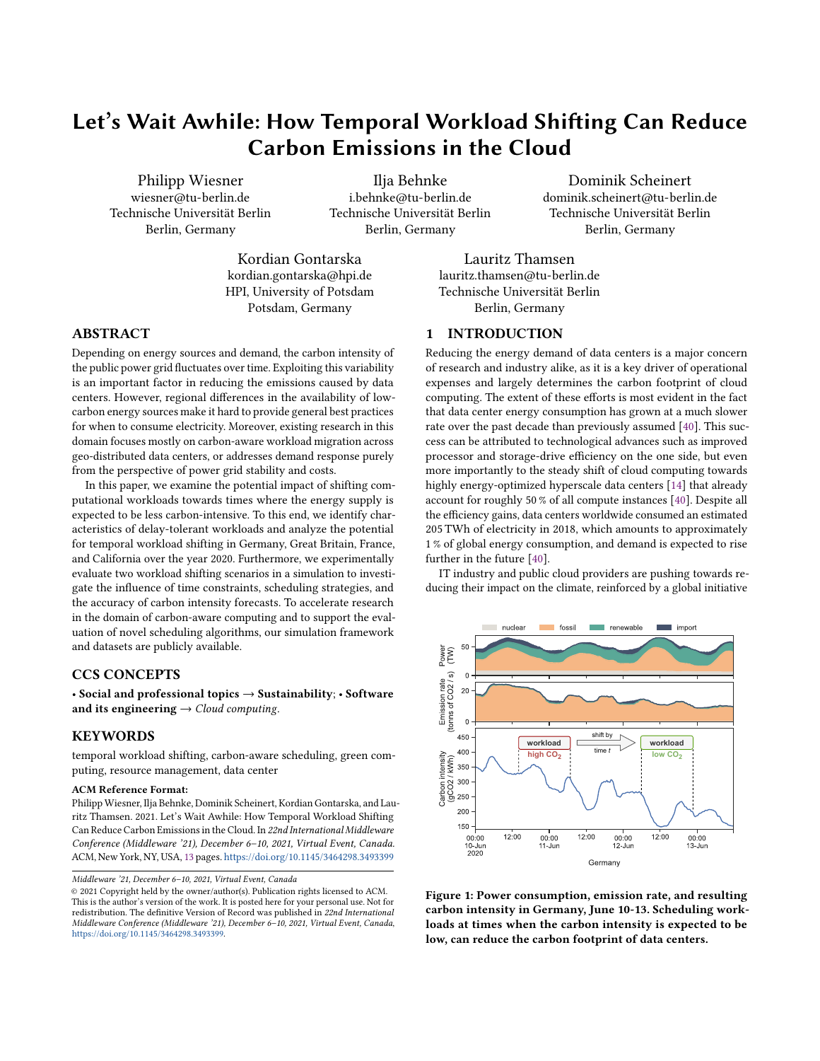# Let's Wait Awhile: How Temporal Workload Shifting Can Reduce Carbon Emissions in the Cloud

Philipp Wiesner
wiesner@tu-berlin.de
Technische Universität Berlin
Berlin, Germany

Ilja Behnke
i.behnke@tu-berlin.de
Technische Universität Berlin
Berlin, Germany

Dominik Scheinert
dominik.scheinert@tu-berlin.de
Technische Universität Berlin
Berlin, Germany

Kordian Gontarska
kordian.gontarska@hpi.de
HPI, University of Potsdam
Potsdam, Germany

Lauritz Thamsen
lauritz.thamsen@tu-berlin.de
Technische Universität Berlin
Berlin, Germany

## ABSTRACT

Depending on energy sources and demand, the carbon intensity of the public power grid fluctuates over time. Exploiting this variability is an important factor in reducing the emissions caused by data centers. However, regional differences in the availability of low-carbon energy sources make it hard to provide general best practices for when to consume electricity. Moreover, existing research in this domain focuses mostly on carbon-aware workload migration across geo-distributed data centers, or addresses demand response purely from the perspective of power grid stability and costs.

In this paper, we examine the potential impact of shifting computational workloads towards times where the energy supply is expected to be less carbon-intensive. To this end, we identify characteristics of delay-tolerant workloads and analyze the potential for temporal workload shifting in Germany, Great Britain, France, and California over the year 2020. Furthermore, we experimentally evaluate two workload shifting scenarios in a simulation to investigate the influence of time constraints, scheduling strategies, and the accuracy of carbon intensity forecasts. To accelerate research in the domain of carbon-aware computing and to support the evaluation of novel scheduling algorithms, our simulation framework and datasets are publicly available.

## CCS CONCEPTS

• **Social and professional topics** → **Sustainability**; • **Software and its engineering** → *Cloud computing*.

## KEYWORDS

temporal workload shifting, carbon-aware scheduling, green computing, resource management, data center

**ACM Reference Format:**
Philipp Wiesner, Ilja Behnke, Dominik Scheinert, Kordian Gontarska, and Lauritz Thamsen. 2021. Let's Wait Awhile: How Temporal Workload Shifting Can Reduce Carbon Emissions in the Cloud. In *22nd International Middleware Conference (Middleware '21), December 6–10, 2021, Virtual Event, Canada.* ACM, New York, NY, USA, 13 pages. https://doi.org/10.1145/3464298.3493399

*Middleware '21, December 6–10, 2021, Virtual Event, Canada*
© 2021 Copyright held by the owner/author(s). Publication rights licensed to ACM. This is the author's version of the work. It is posted here for your personal use. Not for redistribution. The definitive Version of Record was published in *22nd International Middleware Conference (Middleware '21), December 6–10, 2021, Virtual Event, Canada*, https://doi.org/10.1145/3464298.3493399.

## 1 INTRODUCTION

Reducing the energy demand of data centers is a major concern of research and industry alike, as it is a key driver of operational expenses and largely determines the carbon footprint of cloud computing. The extent of these efforts is most evident in the fact that data center energy consumption has grown at a much slower rate over the past decade than previously assumed [40]. This success can be attributed to technological advances such as improved processor and storage-drive efficiency on the one side, but even more importantly to the steady shift of cloud computing towards highly energy-optimized hyperscale data centers [14] that already account for roughly 50 % of all compute instances [40]. Despite all the efficiency gains, data centers worldwide consumed an estimated 205 TWh of electricity in 2018, which amounts to approximately 1 % of global energy consumption, and demand is expected to rise further in the future [40].

IT industry and public cloud providers are pushing towards reducing their impact on the climate, reinforced by a global initiative

**Figure 1: Power consumption, emission rate, and resulting carbon intensity in Germany, June 10-13. Scheduling workloads at times when the carbon intensity is expected to be low, can reduce the carbon footprint of data centers.**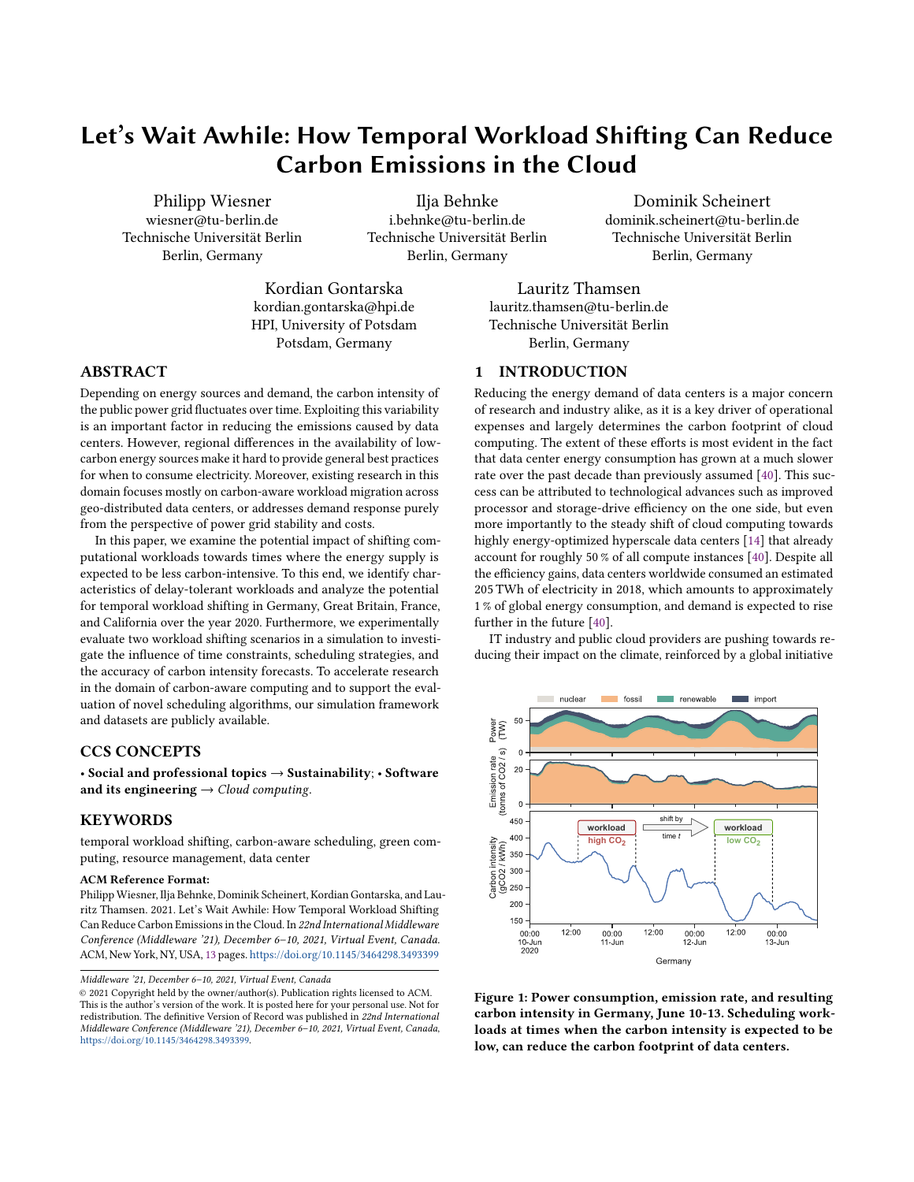# Let's Wait Awhile: How Temporal Workload Shifting Can Reduce Carbon Emissions in the Cloud

Philipp Wiesner
wiesner@tu-berlin.de
Technische Universität Berlin
Berlin, Germany

Ilja Behnke
i.behnke@tu-berlin.de
Technische Universität Berlin
Berlin, Germany

Dominik Scheinert
dominik.scheinert@tu-berlin.de
Technische Universität Berlin
Berlin, Germany

Kordian Gontarska
kordian.gontarska@hpi.de
HPI, University of Potsdam
Potsdam, Germany

Lauritz Thamsen
lauritz.thamsen@tu-berlin.de
Technische Universität Berlin
Berlin, Germany

## ABSTRACT

Depending on energy sources and demand, the carbon intensity of the public power grid fluctuates over time. Exploiting this variability is an important factor in reducing the emissions caused by data centers. However, regional differences in the availability of low-carbon energy sources make it hard to provide general best practices for when to consume electricity. Moreover, existing research in this domain focuses mostly on carbon-aware workload migration across geo-distributed data centers, or addresses demand response purely from the perspective of power grid stability and costs.

In this paper, we examine the potential impact of shifting computational workloads towards times where the energy supply is expected to be less carbon-intensive. To this end, we identify characteristics of delay-tolerant workloads and analyze the potential for temporal workload shifting in Germany, Great Britain, France, and California over the year 2020. Furthermore, we experimentally evaluate two workload shifting scenarios in a simulation to investigate the influence of time constraints, scheduling strategies, and the accuracy of carbon intensity forecasts. To accelerate research in the domain of carbon-aware computing and to support the evaluation of novel scheduling algorithms, our simulation framework and datasets are publicly available.

## CCS CONCEPTS

• **Social and professional topics** → **Sustainability**; • **Software and its engineering** → *Cloud computing*.

## KEYWORDS

temporal workload shifting, carbon-aware scheduling, green computing, resource management, data center

**ACM Reference Format:**
Philipp Wiesner, Ilja Behnke, Dominik Scheinert, Kordian Gontarska, and Lauritz Thamsen. 2021. Let's Wait Awhile: How Temporal Workload Shifting Can Reduce Carbon Emissions in the Cloud. In *22nd International Middleware Conference (Middleware '21), December 6–10, 2021, Virtual Event, Canada.* ACM, New York, NY, USA, 13 pages. https://doi.org/10.1145/3464298.3493399

*Middleware '21, December 6–10, 2021, Virtual Event, Canada*
© 2021 Copyright held by the owner/author(s). Publication rights licensed to ACM. This is the author's version of the work. It is posted here for your personal use. Not for redistribution. The definitive Version of Record was published in *22nd International Middleware Conference (Middleware '21), December 6–10, 2021, Virtual Event, Canada*, https://doi.org/10.1145/3464298.3493399.

## 1 INTRODUCTION

Reducing the energy demand of data centers is a major concern of research and industry alike, as it is a key driver of operational expenses and largely determines the carbon footprint of cloud computing. The extent of these efforts is most evident in the fact that data center energy consumption has grown at a much slower rate over the past decade than previously assumed [40]. This success can be attributed to technological advances such as improved processor and storage-drive efficiency on the one side, but even more importantly to the steady shift of cloud computing towards highly energy-optimized hyperscale data centers [14] that already account for roughly 50 % of all compute instances [40]. Despite all the efficiency gains, data centers worldwide consumed an estimated 205 TWh of electricity in 2018, which amounts to approximately 1 % of global energy consumption, and demand is expected to rise further in the future [40].

IT industry and public cloud providers are pushing towards reducing their impact on the climate, reinforced by a global initiative

**Figure 1: Power consumption, emission rate, and resulting carbon intensity in Germany, June 10-13. Scheduling workloads at times when the carbon intensity is expected to be low, can reduce the carbon footprint of data centers.**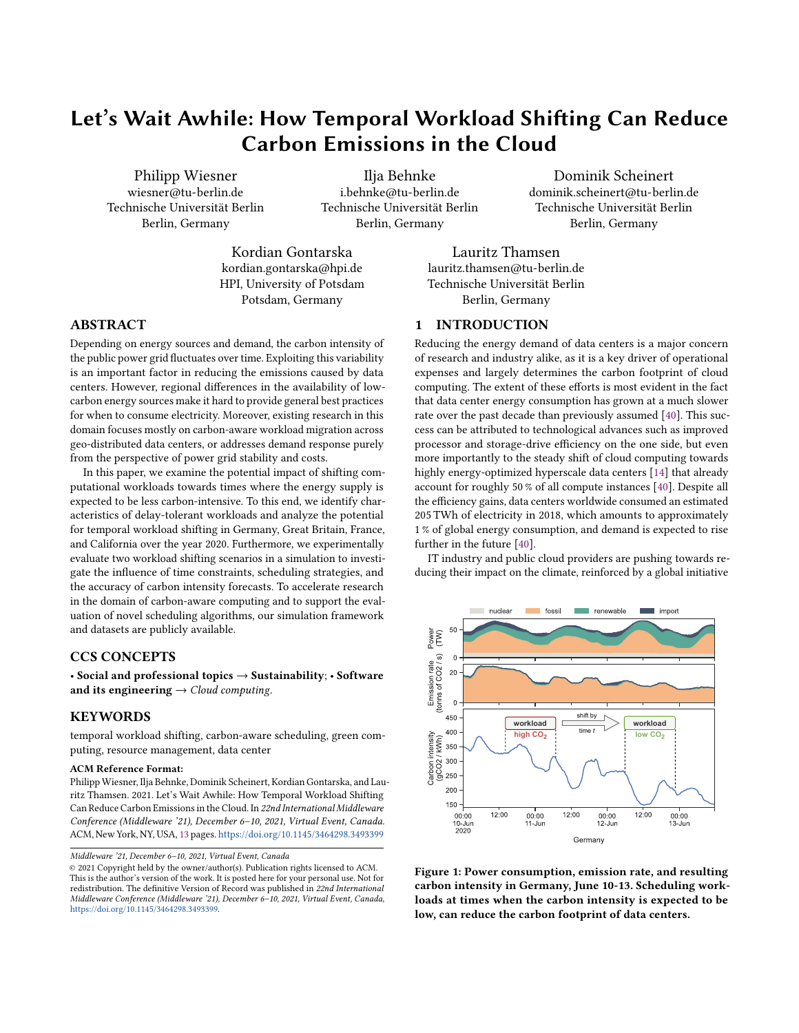# Let's Wait Awhile: How Temporal Workload Shifting Can Reduce Carbon Emissions in the Cloud

Philipp Wiesner
wiesner@tu-berlin.de
Technische Universität Berlin
Berlin, Germany

Ilja Behnke
i.behnke@tu-berlin.de
Technische Universität Berlin
Berlin, Germany

Dominik Scheinert
dominik.scheinert@tu-berlin.de
Technische Universität Berlin
Berlin, Germany

Kordian Gontarska
kordian.gontarska@hpi.de
HPI, University of Potsdam
Potsdam, Germany

Lauritz Thamsen
lauritz.thamsen@tu-berlin.de
Technische Universität Berlin
Berlin, Germany

## ABSTRACT

Depending on energy sources and demand, the carbon intensity of the public power grid fluctuates over time. Exploiting this variability is an important factor in reducing the emissions caused by data centers. However, regional differences in the availability of low-carbon energy sources make it hard to provide general best practices for when to consume electricity. Moreover, existing research in this domain focuses mostly on carbon-aware workload migration across geo-distributed data centers, or addresses demand response purely from the perspective of power grid stability and costs.

In this paper, we examine the potential impact of shifting computational workloads towards times where the energy supply is expected to be less carbon-intensive. To this end, we identify characteristics of delay-tolerant workloads and analyze the potential for temporal workload shifting in Germany, Great Britain, France, and California over the year 2020. Furthermore, we experimentally evaluate two workload shifting scenarios in a simulation to investigate the influence of time constraints, scheduling strategies, and the accuracy of carbon intensity forecasts. To accelerate research in the domain of carbon-aware computing and to support the evaluation of novel scheduling algorithms, our simulation framework and datasets are publicly available.

## CCS CONCEPTS

• **Social and professional topics** → **Sustainability**; • **Software and its engineering** → *Cloud computing*.

## KEYWORDS

temporal workload shifting, carbon-aware scheduling, green computing, resource management, data center

**ACM Reference Format:**
Philipp Wiesner, Ilja Behnke, Dominik Scheinert, Kordian Gontarska, and Lauritz Thamsen. 2021. Let's Wait Awhile: How Temporal Workload Shifting Can Reduce Carbon Emissions in the Cloud. In *22nd International Middleware Conference (Middleware '21), December 6–10, 2021, Virtual Event, Canada.* ACM, New York, NY, USA, 13 pages. https://doi.org/10.1145/3464298.3493399

*Middleware '21, December 6–10, 2021, Virtual Event, Canada*
© 2021 Copyright held by the owner/author(s). Publication rights licensed to ACM. This is the author's version of the work. It is posted here for your personal use. Not for redistribution. The definitive Version of Record was published in *22nd International Middleware Conference (Middleware '21), December 6–10, 2021, Virtual Event, Canada*, https://doi.org/10.1145/3464298.3493399.

## 1 INTRODUCTION

Reducing the energy demand of data centers is a major concern of research and industry alike, as it is a key driver of operational expenses and largely determines the carbon footprint of cloud computing. The extent of these efforts is most evident in the fact that data center energy consumption has grown at a much slower rate over the past decade than previously assumed [40]. This success can be attributed to technological advances such as improved processor and storage-drive efficiency on the one side, but even more importantly to the steady shift of cloud computing towards highly energy-optimized hyperscale data centers [14] that already account for roughly 50 % of all compute instances [40]. Despite all the efficiency gains, data centers worldwide consumed an estimated 205 TWh of electricity in 2018, which amounts to approximately 1 % of global energy consumption, and demand is expected to rise further in the future [40].

IT industry and public cloud providers are pushing towards reducing their impact on the climate, reinforced by a global initiative

**Figure 1: Power consumption, emission rate, and resulting carbon intensity in Germany, June 10-13. Scheduling workloads at times when the carbon intensity is expected to be low, can reduce the carbon footprint of data centers.**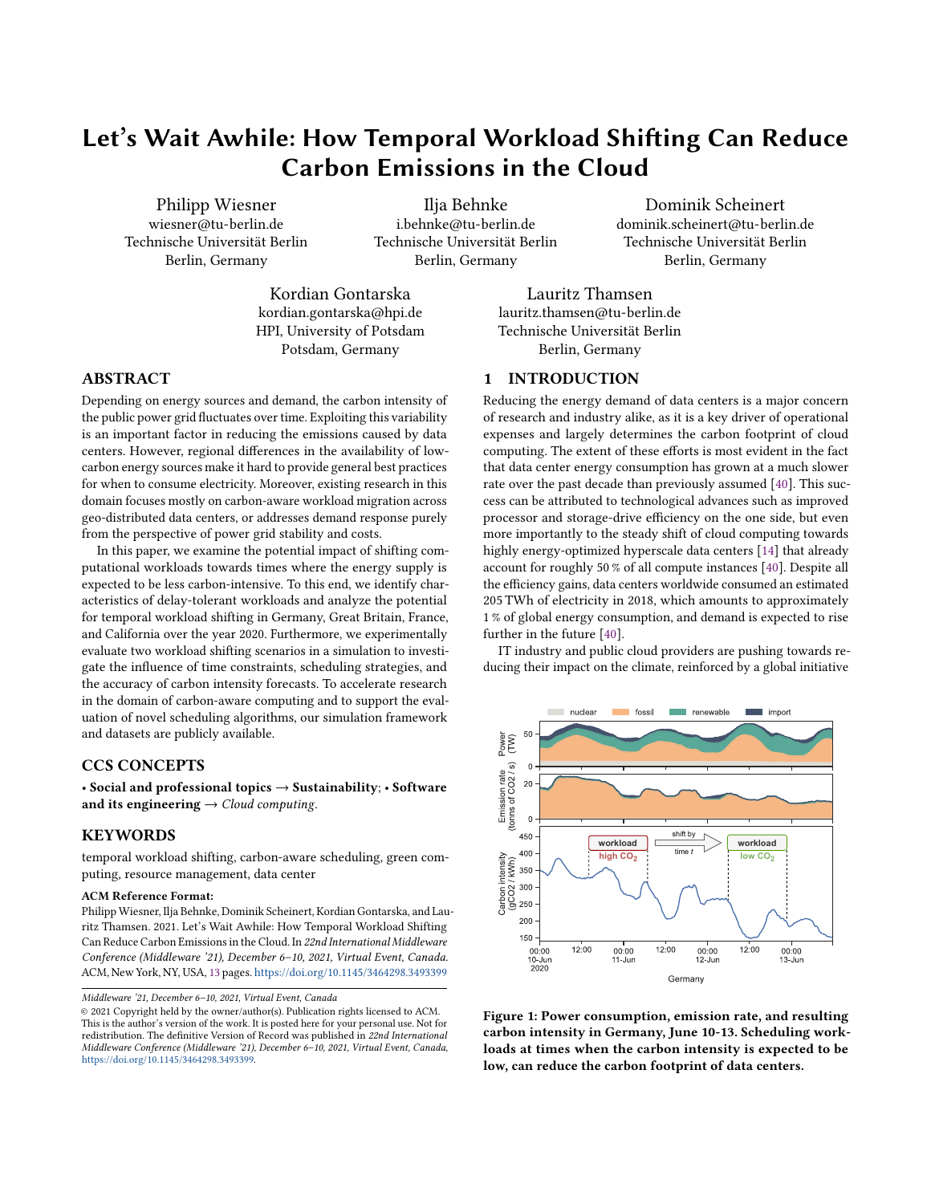# Let's Wait Awhile: How Temporal Workload Shifting Can Reduce Carbon Emissions in the Cloud

Philipp Wiesner
wiesner@tu-berlin.de
Technische Universität Berlin
Berlin, Germany

Ilja Behnke
i.behnke@tu-berlin.de
Technische Universität Berlin
Berlin, Germany

Dominik Scheinert
dominik.scheinert@tu-berlin.de
Technische Universität Berlin
Berlin, Germany

Kordian Gontarska
kordian.gontarska@hpi.de
HPI, University of Potsdam
Potsdam, Germany

Lauritz Thamsen
lauritz.thamsen@tu-berlin.de
Technische Universität Berlin
Berlin, Germany

## ABSTRACT

Depending on energy sources and demand, the carbon intensity of the public power grid fluctuates over time. Exploiting this variability is an important factor in reducing the emissions caused by data centers. However, regional differences in the availability of low-carbon energy sources make it hard to provide general best practices for when to consume electricity. Moreover, existing research in this domain focuses mostly on carbon-aware workload migration across geo-distributed data centers, or addresses demand response purely from the perspective of power grid stability and costs.

In this paper, we examine the potential impact of shifting computational workloads towards times where the energy supply is expected to be less carbon-intensive. To this end, we identify characteristics of delay-tolerant workloads and analyze the potential for temporal workload shifting in Germany, Great Britain, France, and California over the year 2020. Furthermore, we experimentally evaluate two workload shifting scenarios in a simulation to investigate the influence of time constraints, scheduling strategies, and the accuracy of carbon intensity forecasts. To accelerate research in the domain of carbon-aware computing and to support the evaluation of novel scheduling algorithms, our simulation framework and datasets are publicly available.

## CCS CONCEPTS

• **Social and professional topics** → **Sustainability**; • **Software and its engineering** → *Cloud computing*.

## KEYWORDS

temporal workload shifting, carbon-aware scheduling, green computing, resource management, data center

**ACM Reference Format:**
Philipp Wiesner, Ilja Behnke, Dominik Scheinert, Kordian Gontarska, and Lauritz Thamsen. 2021. Let's Wait Awhile: How Temporal Workload Shifting Can Reduce Carbon Emissions in the Cloud. In *22nd International Middleware Conference (Middleware '21), December 6–10, 2021, Virtual Event, Canada.* ACM, New York, NY, USA, 13 pages. https://doi.org/10.1145/3464298.3493399

*Middleware '21, December 6–10, 2021, Virtual Event, Canada*
© 2021 Copyright held by the owner/author(s). Publication rights licensed to ACM. This is the author's version of the work. It is posted here for your personal use. Not for redistribution. The definitive Version of Record was published in *22nd International Middleware Conference (Middleware '21), December 6–10, 2021, Virtual Event, Canada*, https://doi.org/10.1145/3464298.3493399.

## 1 INTRODUCTION

Reducing the energy demand of data centers is a major concern of research and industry alike, as it is a key driver of operational expenses and largely determines the carbon footprint of cloud computing. The extent of these efforts is most evident in the fact that data center energy consumption has grown at a much slower rate over the past decade than previously assumed [40]. This success can be attributed to technological advances such as improved processor and storage-drive efficiency on the one side, but even more importantly to the steady shift of cloud computing towards highly energy-optimized hyperscale data centers [14] that already account for roughly 50 % of all compute instances [40]. Despite all the efficiency gains, data centers worldwide consumed an estimated 205 TWh of electricity in 2018, which amounts to approximately 1 % of global energy consumption, and demand is expected to rise further in the future [40].

IT industry and public cloud providers are pushing towards reducing their impact on the climate, reinforced by a global initiative

nuclear
fossil
renewable
import
Power (TW)
50
0
Emission rate (tons of CO2 / s)
20
0
Carbon intensity (gCO2 / kWh)
450
400
350
300
250
200
150
workload
high $CO_2$
shift by time $t$
workload
low $CO_2$
00:00 10-Jun 2020
12:00
00:00 11-Jun
12:00
00:00 12-Jun
12:00
00:00 13-Jun
Germany

**Figure 1: Power consumption, emission rate, and resulting carbon intensity in Germany, June 10-13. Scheduling workloads at times when the carbon intensity is expected to be low, can reduce the carbon footprint of data centers.**